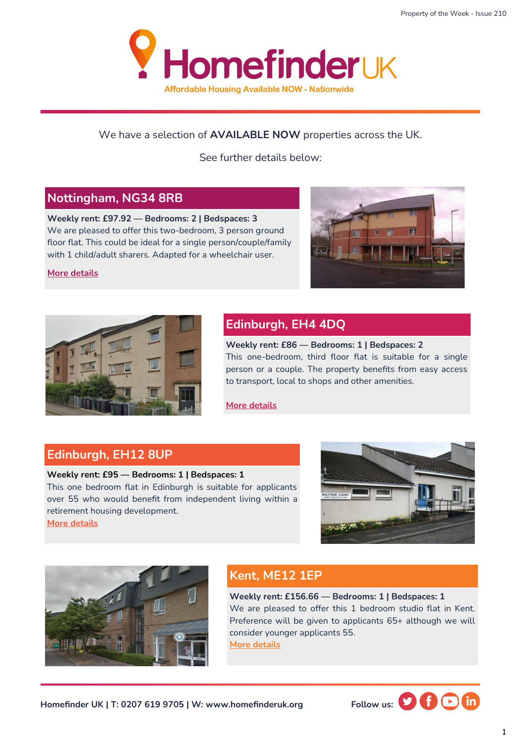# HomefinderUK

Affordable Housing Available NOW - Nationwide

We have a selection of **AVAILABLE NOW** properties across the UK.

See further details below:

## Nottingham, NG34 8RB

**Weekly rent: £97.92 — Bedrooms: 2 | Bedspaces: 3**
We are pleased to offer this two-bedroom, 3 person ground floor flat. This could be ideal for a single person/couple/family with 1 child/adult sharers. Adapted for a wheelchair user.

More details

## Edinburgh, EH4 4DQ

**Weekly rent: £86 — Bedrooms: 1 | Bedspaces: 2**
This one-bedroom, third floor flat is suitable for a single person or a couple. The property benefits from easy access to transport, local to shops and other amenities.

More details

## Edinburgh, EH12 8UP

**Weekly rent: £95 — Bedrooms: 1 | Bedspaces: 1**
This one bedroom flat in Edinburgh is suitable for applicants over 55 who would benefit from independent living within a retirement housing development.

More details

## Kent, ME12 1EP

**Weekly rent: £156.66 — Bedrooms: 1 | Bedspaces: 1**
We are pleased to offer this 1 bedroom studio flat in Kent. Preference will be given to applicants 65+ although we will consider younger applicants 55.

More details

**Homefinder UK | T: 0207 619 9705 | W: www.homefinderuk.org**

**Follow us:**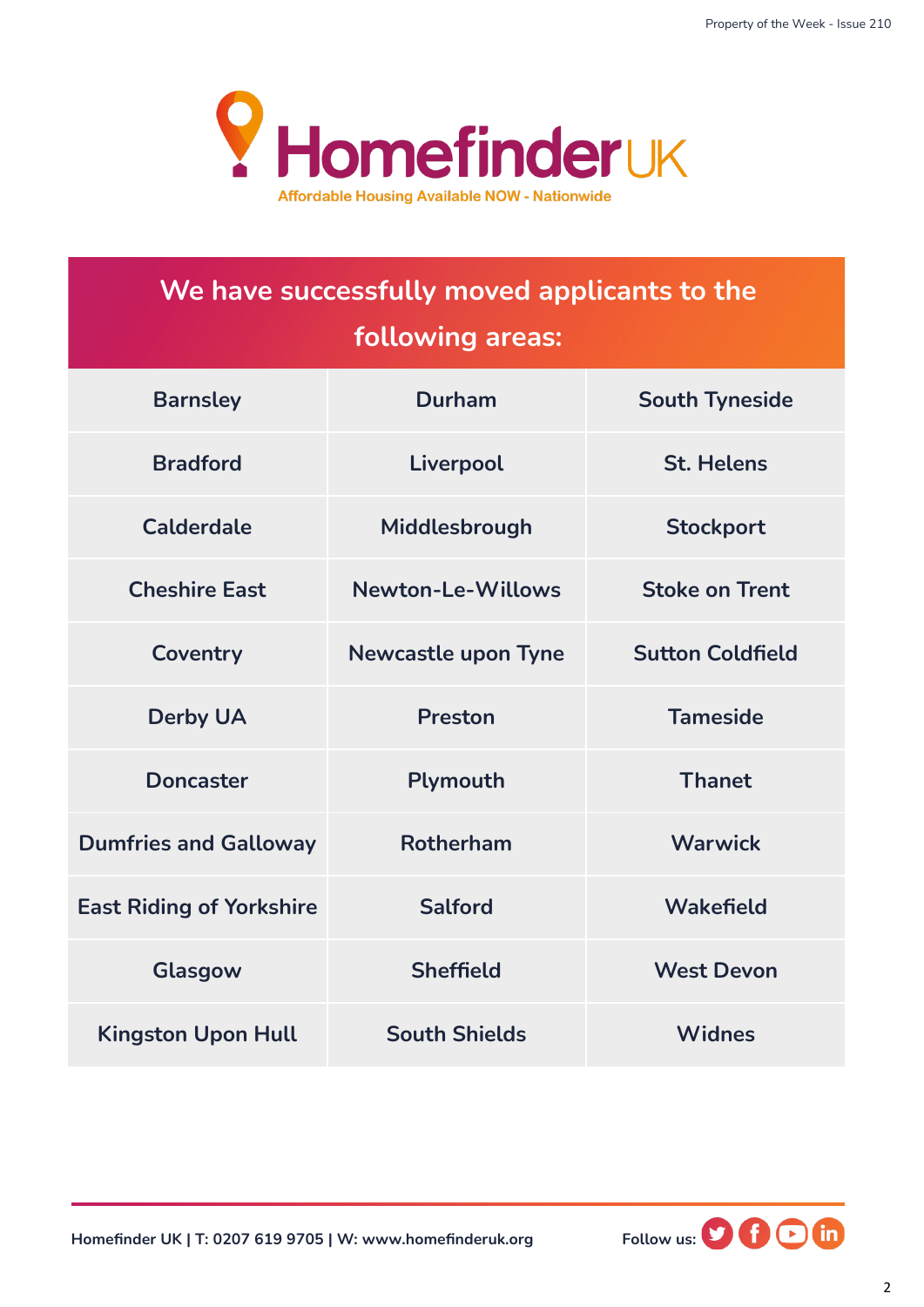# Homefinder UK

Affordable Housing Available NOW - Nationwide

## We have successfully moved applicants to the following areas:

| | | |
|---|---|---|
| Barnsley | Durham | South Tyneside |
| Bradford | Liverpool | St. Helens |
| Calderdale | Middlesbrough | Stockport |
| Cheshire East | Newton-Le-Willows | Stoke on Trent |
| Coventry | Newcastle upon Tyne | Sutton Coldfield |
| Derby UA | Preston | Tameside |
| Doncaster | Plymouth | Thanet |
| Dumfries and Galloway | Rotherham | Warwick |
| East Riding of Yorkshire | Salford | Wakefield |
| Glasgow | Sheffield | West Devon |
| Kingston Upon Hull | South Shields | Widnes |

**Homefinder UK | T: 0207 619 9705 | W: www.homefinderuk.org**

**Follow us:**